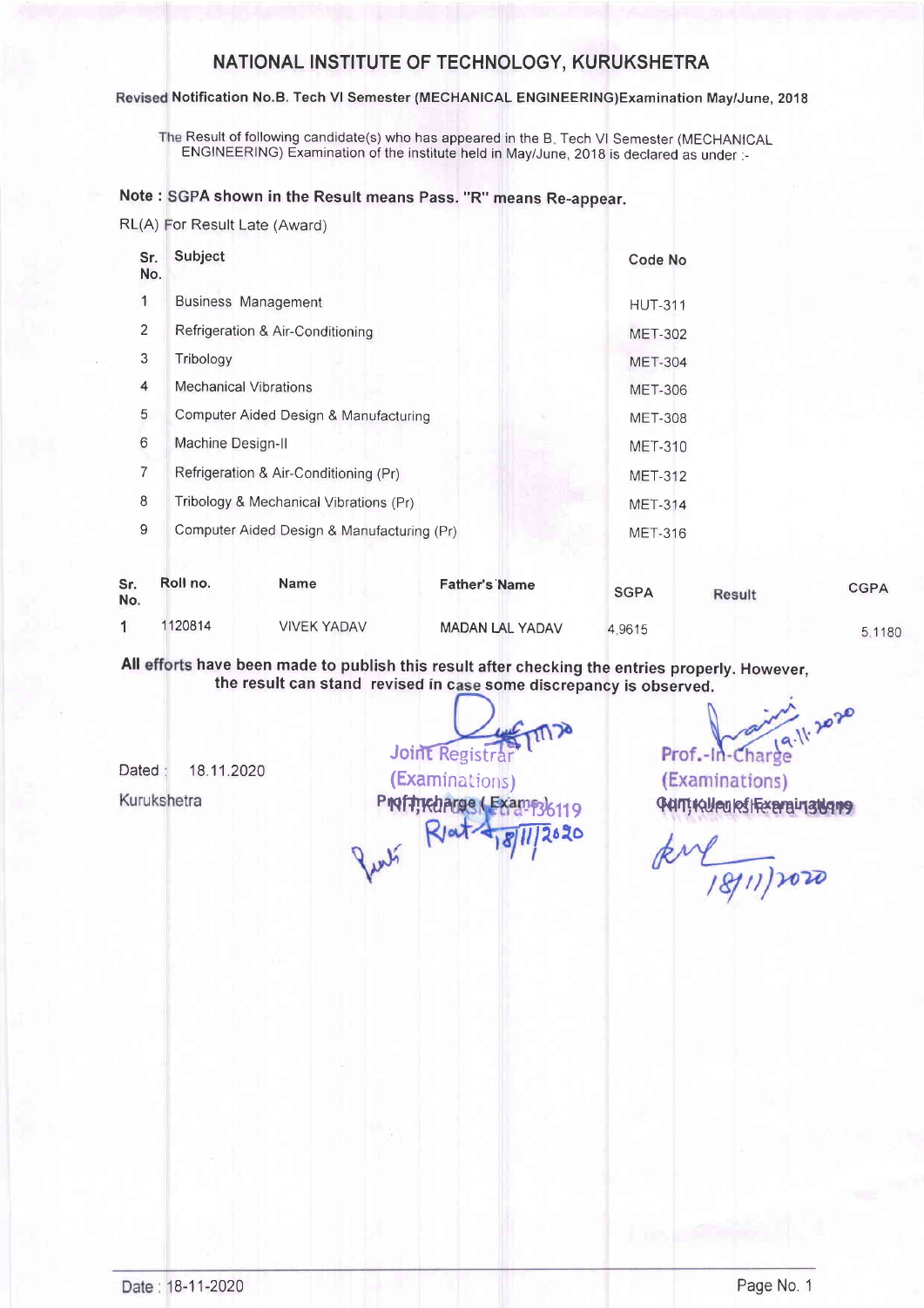# NATIONAL INSTITUTE OF TECHNOLOGY, KURUKSHETRA

**Revised Notification No.B. Tech VI Semester (MECHANICAL ENGINEERING)Examination May/June, 2018**

The Result of following candidate(s) who has appeared in the B. Tech VI Semester (MECHANICAL ENGINEERING) Examination of the institute held in May/June, 2018 is declared as under :-

**Note : SGPA shown in the Result means Pass. "R" means Re-appear.**

RL(A) For Result Late (Award)

| Sr. No. | Subject | Code No |
|---|---|---|
| 1 | Business Management | HUT-311 |
| 2 | Refrigeration & Air-Conditioning | MET-302 |
| 3 | Tribology | MET-304 |
| 4 | Mechanical Vibrations | MET-306 |
| 5 | Computer Aided Design & Manufacturing | MET-308 |
| 6 | Machine Design-II | MET-310 |
| 7 | Refrigeration & Air-Conditioning (Pr) | MET-312 |
| 8 | Tribology & Mechanical Vibrations (Pr) | MET-314 |
| 9 | Computer Aided Design & Manufacturing (Pr) | MET-316 |

| Sr. No. | Roll no. | Name | Father's Name | SGPA | Result | CGPA |
|---|---|---|---|---|---|---|
| 1 | 1120814 | VIVEK YADAV | MADAN LAL YADAV | 4.9615 | | 5.1180 |

**All efforts have been made to publish this result after checking the entries properly. However, the result can stand revised in case some discrepancy is observed.**

Dated : 18.11.2020

Kurukshetra

Joint Registrar (Examinations)
Prof. Incharge (Exams)
NIT, Kurukshetra-136119
18/11/2020

Prof.-In-Charge (Examinations)
Controller of Examinations
NIT, Kurukshetra-136119
18/11/2020

Date : 18-11-2020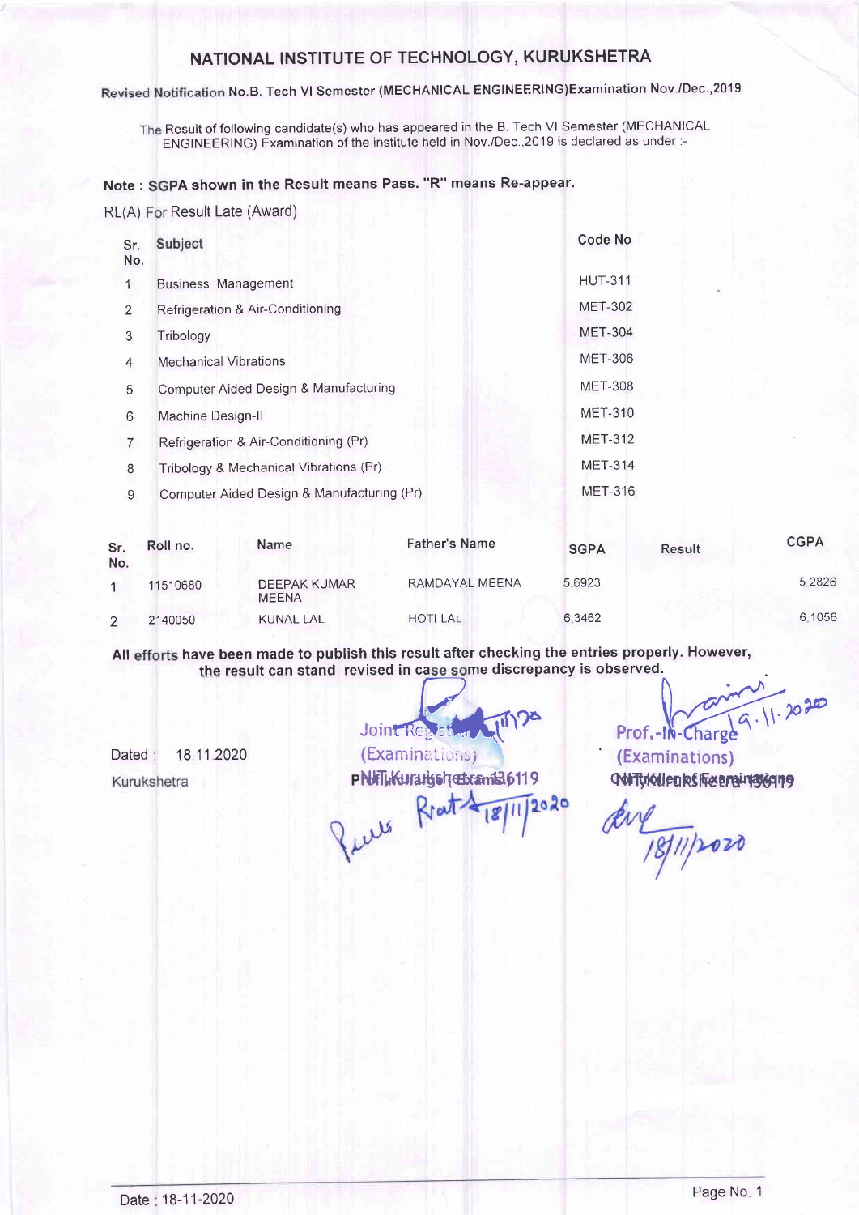# NATIONAL INSTITUTE OF TECHNOLOGY, KURUKSHETRA

## Revised Notification No.B. Tech VI Semester (MECHANICAL ENGINEERING)Examination Nov./Dec.,2019

The Result of following candidate(s) who has appeared in the B. Tech VI Semester (MECHANICAL ENGINEERING) Examination of the institute held in Nov./Dec.,2019 is declared as under :-

**Note : SGPA shown in the Result means Pass. "R" means Re-appear.**

RL(A) For Result Late (Award)

| Sr. No. | Subject | Code No |
|---|---|---|
| 1 | Business Management | HUT-311 |
| 2 | Refrigeration & Air-Conditioning | MET-302 |
| 3 | Tribology | MET-304 |
| 4 | Mechanical Vibrations | MET-306 |
| 5 | Computer Aided Design & Manufacturing | MET-308 |
| 6 | Machine Design-II | MET-310 |
| 7 | Refrigeration & Air-Conditioning (Pr) | MET-312 |
| 8 | Tribology & Mechanical Vibrations (Pr) | MET-314 |
| 9 | Computer Aided Design & Manufacturing (Pr) | MET-316 |

| Sr. No. | Roll no. | Name | Father's Name | SGPA | Result | CGPA |
|---|---|---|---|---|---|---|
| 1 | 11510680 | DEEPAK KUMAR MEENA | RAMDAYAL MEENA | 5.6923 | | 5.2826 |
| 2 | 2140050 | KUNAL LAL | HOTI LAL | 6.3462 | | 6.1056 |

**All efforts have been made to publish this result after checking the entries properly. However, the result can stand revised in case some discrepancy is observed.**

Dated : 18.11.2020

Kurukshetra

Joint Registrar (Examinations)
NIT, Kurukshetra-136119

Prof.-In-Charge (Examinations)
NIT, Kurukshetra-136119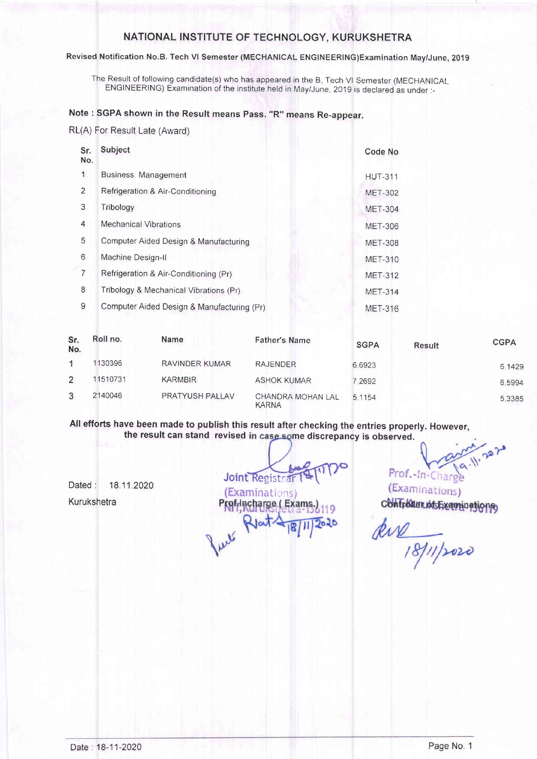# NATIONAL INSTITUTE OF TECHNOLOGY, KURUKSHETRA

**Revised Notification No.B. Tech VI Semester (MECHANICAL ENGINEERING)Examination May/June, 2019**

The Result of following candidate(s) who has appeared in the B. Tech VI Semester (MECHANICAL ENGINEERING) Examination of the institute held in May/June, 2019 is declared as under :-

**Note : SGPA shown in the Result means Pass. "R" means Re-appear.**

RL(A) For Result Late (Award)

| Sr. No. | Subject | Code No |
|---|---|---|
| 1 | Business Management | HUT-311 |
| 2 | Refrigeration & Air-Conditioning | MET-302 |
| 3 | Tribology | MET-304 |
| 4 | Mechanical Vibrations | MET-306 |
| 5 | Computer Aided Design & Manufacturing | MET-308 |
| 6 | Machine Design-II | MET-310 |
| 7 | Refrigeration & Air-Conditioning (Pr) | MET-312 |
| 8 | Tribology & Mechanical Vibrations (Pr) | MET-314 |
| 9 | Computer Aided Design & Manufacturing (Pr) | MET-316 |

| Sr. No. | Roll no. | Name | Father's Name | SGPA | Result | CGPA |
|---|---|---|---|---|---|---|
| 1 | 1130396 | RAVINDER KUMAR | RAJENDER | 6.6923 | | 6.1429 |
| 2 | 11510731 | KARMBIR | ASHOK KUMAR | 7.2692 | | 6.5994 |
| 3 | 2140046 | PRATYUSH PALLAV | CHANDRA MOHAN LAL KARNA | 5.1154 | | 5.3385 |

**All efforts have been made to publish this result after checking the entries properly. However, the result can stand revised in case some discrepancy is observed.**

Dated : 18.11.2020

Kurukshetra

Joint Registrar
(Examinations)
Prof.Incharge ( Exams.)
NIT, Kurukshetra-136119
18/11/2020

Prof.-In-Charge
(Examinations)
Controller of Examinations
NIT, Kurukshetra-136119
19.11.2020
18/11/2020